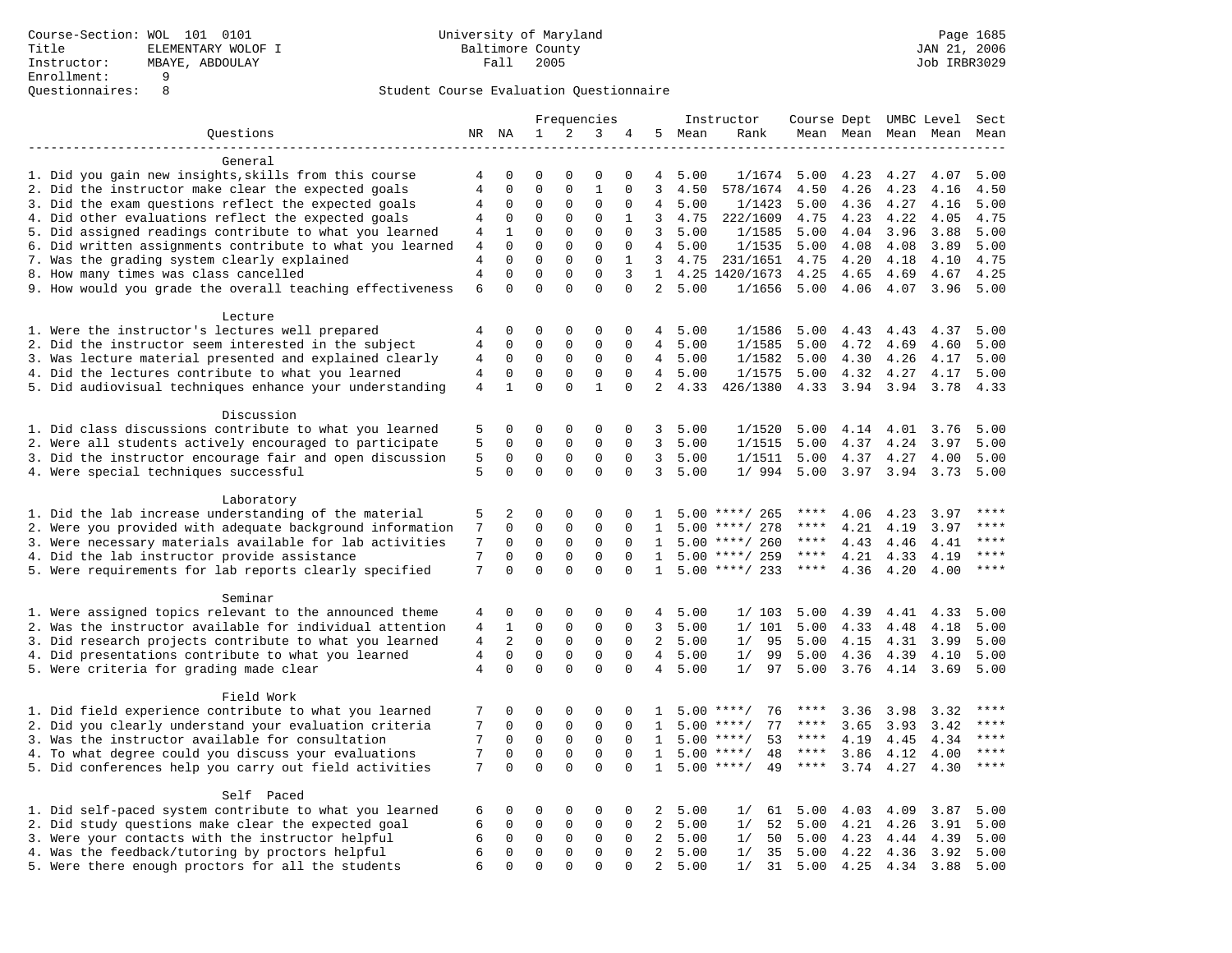Course-Section: WOL 101 0101
Title: ELEMENTARY WOLOF I
Instructor: MBAYE, ABDOULAY
Enrollment: 9
Questionnaires: 8

University of Maryland
Baltimore County
Fall 2005

JAN 21, 2006
Job IRBR3029

## Student Course Evaluation Questionnaire

| Questions | NR | NA | 1 | 2 | 3 | 4 | 5 | Instructor Mean | Instructor Rank | Course Mean | Dept Mean | UMBC Mean | Level Mean | Sect Mean |
|---|---|---|---|---|---|---|---|---|---|---|---|---|---|---|
| **General** | | | | | | | | | | | | | | |
| 1. Did you gain new insights,skills from this course | 4 | 0 | 0 | 0 | 0 | 0 | 4 | 5.00 | 1/1674 | 5.00 | 4.23 | 4.27 | 4.07 | 5.00 |
| 2. Did the instructor make clear the expected goals | 4 | 0 | 0 | 0 | 1 | 0 | 3 | 4.50 | 578/1674 | 4.50 | 4.26 | 4.23 | 4.16 | 4.50 |
| 3. Did the exam questions reflect the expected goals | 4 | 0 | 0 | 0 | 0 | 0 | 4 | 5.00 | 1/1423 | 5.00 | 4.36 | 4.27 | 4.16 | 5.00 |
| 4. Did other evaluations reflect the expected goals | 4 | 0 | 0 | 0 | 0 | 1 | 3 | 4.75 | 222/1609 | 4.75 | 4.23 | 4.22 | 4.05 | 4.75 |
| 5. Did assigned readings contribute to what you learned | 4 | 1 | 0 | 0 | 0 | 0 | 3 | 5.00 | 1/1585 | 5.00 | 4.04 | 3.96 | 3.88 | 5.00 |
| 6. Did written assignments contribute to what you learned | 4 | 0 | 0 | 0 | 0 | 0 | 4 | 5.00 | 1/1535 | 5.00 | 4.08 | 4.08 | 3.89 | 5.00 |
| 7. Was the grading system clearly explained | 4 | 0 | 0 | 0 | 0 | 1 | 3 | 4.75 | 231/1651 | 4.75 | 4.20 | 4.18 | 4.10 | 4.75 |
| 8. How many times was class cancelled | 4 | 0 | 0 | 0 | 0 | 3 | 1 | 4.25 | 1420/1673 | 4.25 | 4.65 | 4.69 | 4.67 | 4.25 |
| 9. How would you grade the overall teaching effectiveness | 6 | 0 | 0 | 0 | 0 | 0 | 2 | 5.00 | 1/1656 | 5.00 | 4.06 | 4.07 | 3.96 | 5.00 |
| **Lecture** | | | | | | | | | | | | | | |
| 1. Were the instructor's lectures well prepared | 4 | 0 | 0 | 0 | 0 | 0 | 4 | 5.00 | 1/1586 | 5.00 | 4.43 | 4.43 | 4.37 | 5.00 |
| 2. Did the instructor seem interested in the subject | 4 | 0 | 0 | 0 | 0 | 0 | 4 | 5.00 | 1/1585 | 5.00 | 4.72 | 4.69 | 4.60 | 5.00 |
| 3. Was lecture material presented and explained clearly | 4 | 0 | 0 | 0 | 0 | 0 | 4 | 5.00 | 1/1582 | 5.00 | 4.30 | 4.26 | 4.17 | 5.00 |
| 4. Did the lectures contribute to what you learned | 4 | 0 | 0 | 0 | 0 | 0 | 4 | 5.00 | 1/1575 | 5.00 | 4.32 | 4.27 | 4.17 | 5.00 |
| 5. Did audiovisual techniques enhance your understanding | 4 | 1 | 0 | 0 | 1 | 0 | 2 | 4.33 | 426/1380 | 4.33 | 3.94 | 3.94 | 3.78 | 4.33 |
| **Discussion** | | | | | | | | | | | | | | |
| 1. Did class discussions contribute to what you learned | 5 | 0 | 0 | 0 | 0 | 0 | 3 | 5.00 | 1/1520 | 5.00 | 4.14 | 4.01 | 3.76 | 5.00 |
| 2. Were all students actively encouraged to participate | 5 | 0 | 0 | 0 | 0 | 0 | 3 | 5.00 | 1/1515 | 5.00 | 4.37 | 4.24 | 3.97 | 5.00 |
| 3. Did the instructor encourage fair and open discussion | 5 | 0 | 0 | 0 | 0 | 0 | 3 | 5.00 | 1/1511 | 5.00 | 4.37 | 4.27 | 4.00 | 5.00 |
| 4. Were special techniques successful | 5 | 0 | 0 | 0 | 0 | 0 | 3 | 5.00 | 1/ 994 | 5.00 | 3.97 | 3.94 | 3.73 | 5.00 |
| **Laboratory** | | | | | | | | | | | | | | |
| 1. Did the lab increase understanding of the material | 5 | 2 | 0 | 0 | 0 | 0 | 1 | 5.00 | ****/ 265 | **** | 4.06 | 4.23 | 3.97 | **** |
| 2. Were you provided with adequate background information | 7 | 0 | 0 | 0 | 0 | 0 | 1 | 5.00 | ****/ 278 | **** | 4.21 | 4.19 | 3.97 | **** |
| 3. Were necessary materials available for lab activities | 7 | 0 | 0 | 0 | 0 | 0 | 1 | 5.00 | ****/ 260 | **** | 4.43 | 4.46 | 4.41 | **** |
| 4. Did the lab instructor provide assistance | 7 | 0 | 0 | 0 | 0 | 0 | 1 | 5.00 | ****/ 259 | **** | 4.21 | 4.33 | 4.19 | **** |
| 5. Were requirements for lab reports clearly specified | 7 | 0 | 0 | 0 | 0 | 0 | 1 | 5.00 | ****/ 233 | **** | 4.36 | 4.20 | 4.00 | **** |
| **Seminar** | | | | | | | | | | | | | | |
| 1. Were assigned topics relevant to the announced theme | 4 | 0 | 0 | 0 | 0 | 0 | 4 | 5.00 | 1/ 103 | 5.00 | 4.39 | 4.41 | 4.33 | 5.00 |
| 2. Was the instructor available for individual attention | 4 | 1 | 0 | 0 | 0 | 0 | 3 | 5.00 | 1/ 101 | 5.00 | 4.33 | 4.48 | 4.18 | 5.00 |
| 3. Did research projects contribute to what you learned | 4 | 2 | 0 | 0 | 0 | 0 | 2 | 5.00 | 1/ 95 | 5.00 | 4.15 | 4.31 | 3.99 | 5.00 |
| 4. Did presentations contribute to what you learned | 4 | 0 | 0 | 0 | 0 | 0 | 4 | 5.00 | 1/ 99 | 5.00 | 4.36 | 4.39 | 4.10 | 5.00 |
| 5. Were criteria for grading made clear | 4 | 0 | 0 | 0 | 0 | 0 | 4 | 5.00 | 1/ 97 | 5.00 | 3.76 | 4.14 | 3.69 | 5.00 |
| **Field Work** | | | | | | | | | | | | | | |
| 1. Did field experience contribute to what you learned | 7 | 0 | 0 | 0 | 0 | 0 | 1 | 5.00 | ****/ 76 | **** | 3.36 | 3.98 | 3.32 | **** |
| 2. Did you clearly understand your evaluation criteria | 7 | 0 | 0 | 0 | 0 | 0 | 1 | 5.00 | ****/ 77 | **** | 3.65 | 3.93 | 3.42 | **** |
| 3. Was the instructor available for consultation | 7 | 0 | 0 | 0 | 0 | 0 | 1 | 5.00 | ****/ 53 | **** | 4.19 | 4.45 | 4.34 | **** |
| 4. To what degree could you discuss your evaluations | 7 | 0 | 0 | 0 | 0 | 0 | 1 | 5.00 | ****/ 48 | **** | 3.86 | 4.12 | 4.00 | **** |
| 5. Did conferences help you carry out field activities | 7 | 0 | 0 | 0 | 0 | 0 | 1 | 5.00 | ****/ 49 | **** | 3.74 | 4.27 | 4.30 | **** |
| **Self Paced** | | | | | | | | | | | | | | |
| 1. Did self-paced system contribute to what you learned | 6 | 0 | 0 | 0 | 0 | 0 | 2 | 5.00 | 1/ 61 | 5.00 | 4.03 | 4.09 | 3.87 | 5.00 |
| 2. Did study questions make clear the expected goal | 6 | 0 | 0 | 0 | 0 | 0 | 2 | 5.00 | 1/ 52 | 5.00 | 4.21 | 4.26 | 3.91 | 5.00 |
| 3. Were your contacts with the instructor helpful | 6 | 0 | 0 | 0 | 0 | 0 | 2 | 5.00 | 1/ 50 | 5.00 | 4.23 | 4.44 | 4.39 | 5.00 |
| 4. Was the feedback/tutoring by proctors helpful | 6 | 0 | 0 | 0 | 0 | 0 | 2 | 5.00 | 1/ 35 | 5.00 | 4.22 | 4.36 | 3.92 | 5.00 |
| 5. Were there enough proctors for all the students | 6 | 0 | 0 | 0 | 0 | 0 | 2 | 5.00 | 1/ 31 | 5.00 | 4.25 | 4.34 | 3.88 | 5.00 |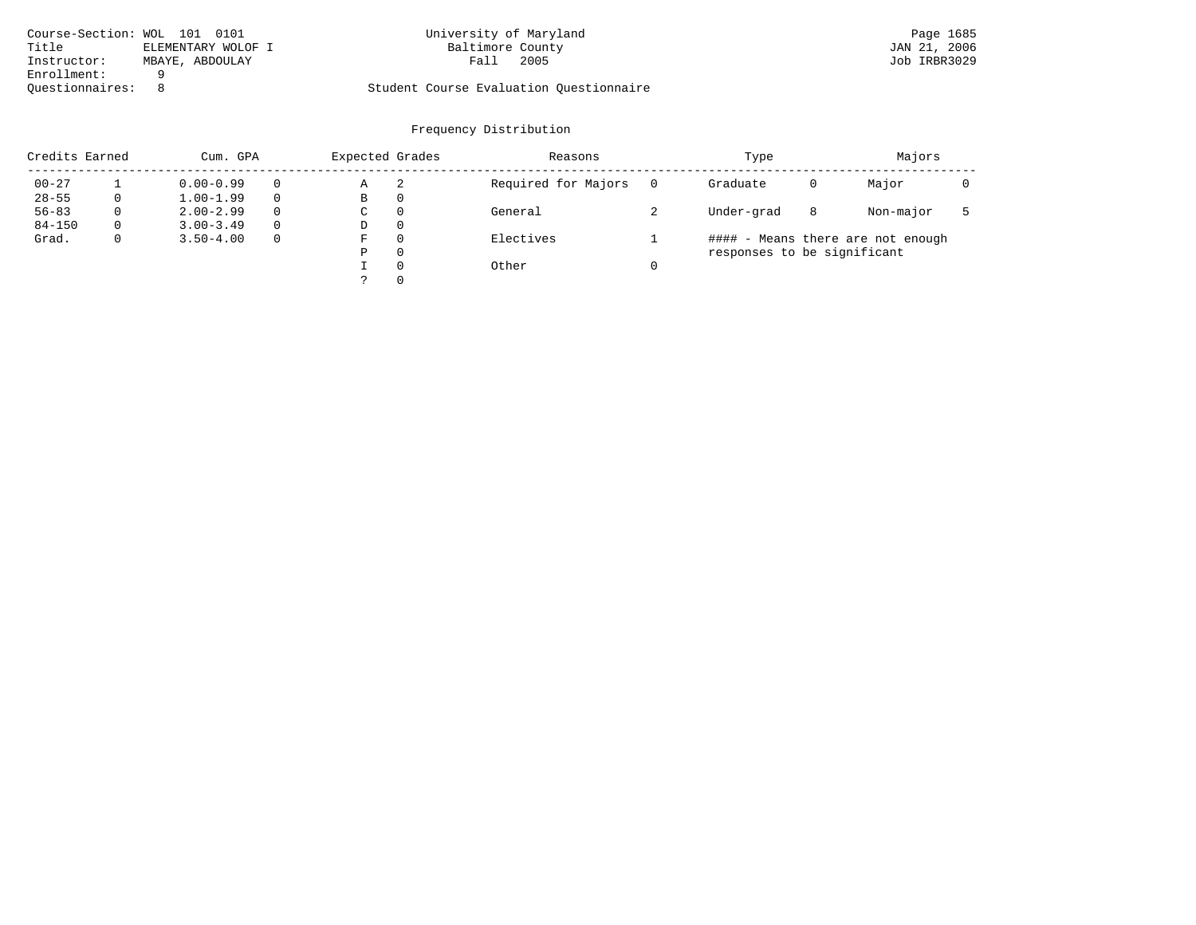Course-Section: WOL 101 0101
Title: ELEMENTARY WOLOF I
Instructor: MBAYE, ABDOULAY
Enrollment: 9
Questionnaires: 8

University of Maryland
Baltimore County
Fall 2005

Student Course Evaluation Questionnaire

JAN 21, 2006
Job IRBR3029

## Frequency Distribution

| Credits Earned | | Cum. GPA | | Expected Grades | | Reasons | | Type | | Majors | |
|---|---|---|---|---|---|---|---|---|---|---|---|
| 00-27 | 1 | 0.00-0.99 | 0 | A | 2 | Required for Majors | 0 | Graduate | 0 | Major | 0 |
| 28-55 | 0 | 1.00-1.99 | 0 | B | 0 | | | | | | |
| 56-83 | 0 | 2.00-2.99 | 0 | C | 0 | General | 2 | Under-grad | 8 | Non-major | 5 |
| 84-150 | 0 | 3.00-3.49 | 0 | D | 0 | | | | | | |
| Grad. | 0 | 3.50-4.00 | 0 | F | 0 | Electives | 1 | #### - Means there are not enough responses to be significant | | | |
| | | | | P | 0 | | | | | | |
| | | | | I | 0 | Other | 0 | | | | |
| | | | | ? | 0 | | | | | | |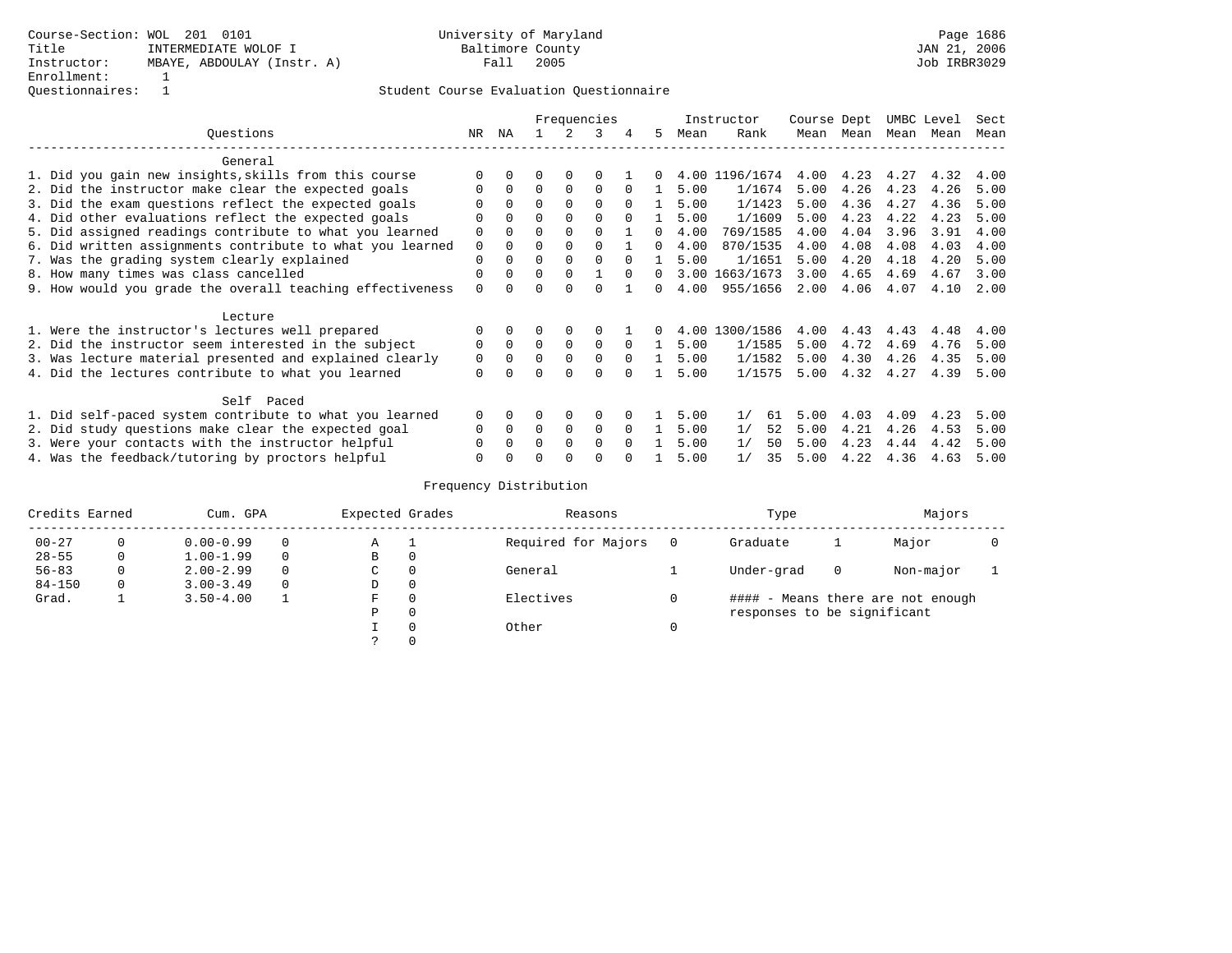Course-Section: WOL 201 0101
Title: INTERMEDIATE WOLOF I
Instructor: MBAYE, ABDOULAY (Instr. A)
Enrollment: 1
Questionnaires: 1

University of Maryland
Baltimore County
Fall 2005

JAN 21, 2006
Job IRBR3029

Student Course Evaluation Questionnaire

| Questions | NR | NA | 1 | 2 | 3 | 4 | 5 | Instructor Mean | Instructor Rank | Course Mean | Dept Mean | UMBC Mean | Level Mean | Sect Mean |
|---|---|---|---|---|---|---|---|---|---|---|---|---|---|---|
| **General** | | | | | | | | | | | | | | |
| 1. Did you gain new insights,skills from this course | 0 | 0 | 0 | 0 | 0 | 1 | 0 | 4.00 | 1196/1674 | 4.00 | 4.23 | 4.27 | 4.32 | 4.00 |
| 2. Did the instructor make clear the expected goals | 0 | 0 | 0 | 0 | 0 | 0 | 1 | 5.00 | 1/1674 | 5.00 | 4.26 | 4.23 | 4.26 | 5.00 |
| 3. Did the exam questions reflect the expected goals | 0 | 0 | 0 | 0 | 0 | 0 | 1 | 5.00 | 1/1423 | 5.00 | 4.36 | 4.27 | 4.36 | 5.00 |
| 4. Did other evaluations reflect the expected goals | 0 | 0 | 0 | 0 | 0 | 0 | 1 | 5.00 | 1/1609 | 5.00 | 4.23 | 4.22 | 4.23 | 5.00 |
| 5. Did assigned readings contribute to what you learned | 0 | 0 | 0 | 0 | 0 | 1 | 0 | 4.00 | 769/1585 | 4.00 | 4.04 | 3.96 | 3.91 | 4.00 |
| 6. Did written assignments contribute to what you learned | 0 | 0 | 0 | 0 | 0 | 1 | 0 | 4.00 | 870/1535 | 4.00 | 4.08 | 4.08 | 4.03 | 4.00 |
| 7. Was the grading system clearly explained | 0 | 0 | 0 | 0 | 0 | 0 | 1 | 5.00 | 1/1651 | 5.00 | 4.20 | 4.18 | 4.20 | 5.00 |
| 8. How many times was class cancelled | 0 | 0 | 0 | 0 | 1 | 0 | 0 | 3.00 | 1663/1673 | 3.00 | 4.65 | 4.69 | 4.67 | 3.00 |
| 9. How would you grade the overall teaching effectiveness | 0 | 0 | 0 | 0 | 0 | 1 | 0 | 4.00 | 955/1656 | 2.00 | 4.06 | 4.07 | 4.10 | 2.00 |
| **Lecture** | | | | | | | | | | | | | | |
| 1. Were the instructor's lectures well prepared | 0 | 0 | 0 | 0 | 0 | 1 | 0 | 4.00 | 1300/1586 | 4.00 | 4.43 | 4.43 | 4.48 | 4.00 |
| 2. Did the instructor seem interested in the subject | 0 | 0 | 0 | 0 | 0 | 0 | 1 | 5.00 | 1/1585 | 5.00 | 4.72 | 4.69 | 4.76 | 5.00 |
| 3. Was lecture material presented and explained clearly | 0 | 0 | 0 | 0 | 0 | 0 | 1 | 5.00 | 1/1582 | 5.00 | 4.30 | 4.26 | 4.35 | 5.00 |
| 4. Did the lectures contribute to what you learned | 0 | 0 | 0 | 0 | 0 | 0 | 1 | 5.00 | 1/1575 | 5.00 | 4.32 | 4.27 | 4.39 | 5.00 |
| **Self Paced** | | | | | | | | | | | | | | |
| 1. Did self-paced system contribute to what you learned | 0 | 0 | 0 | 0 | 0 | 0 | 1 | 5.00 | 1/ 61 | 5.00 | 4.03 | 4.09 | 4.23 | 5.00 |
| 2. Did study questions make clear the expected goal | 0 | 0 | 0 | 0 | 0 | 0 | 1 | 5.00 | 1/ 52 | 5.00 | 4.21 | 4.26 | 4.53 | 5.00 |
| 3. Were your contacts with the instructor helpful | 0 | 0 | 0 | 0 | 0 | 0 | 1 | 5.00 | 1/ 50 | 5.00 | 4.23 | 4.44 | 4.42 | 5.00 |
| 4. Was the feedback/tutoring by proctors helpful | 0 | 0 | 0 | 0 | 0 | 0 | 1 | 5.00 | 1/ 35 | 5.00 | 4.22 | 4.36 | 4.63 | 5.00 |

Frequency Distribution

| Credits Earned | | Cum. GPA | | Expected Grades | | Reasons | | Type | | Majors | |
|---|---|---|---|---|---|---|---|---|---|---|---|
| 00-27 | 0 | 0.00-0.99 | 0 | A | 1 | Required for Majors | 0 | Graduate | 1 | Major | 0 |
| 28-55 | 0 | 1.00-1.99 | 0 | B | 0 | | | | | | |
| 56-83 | 0 | 2.00-2.99 | 0 | C | 0 | General | 1 | Under-grad | 0 | Non-major | 1 |
| 84-150 | 0 | 3.00-3.49 | 0 | D | 0 | | | | | | |
| Grad. | 1 | 3.50-4.00 | 1 | F | 0 | Electives | 0 | | | | |
| | | | | P | 0 | | | | | | |
| | | | | I | 0 | Other | 0 | | | | |
| | | | | ? | 0 | | | | | | |

#### - Means there are not enough responses to be significant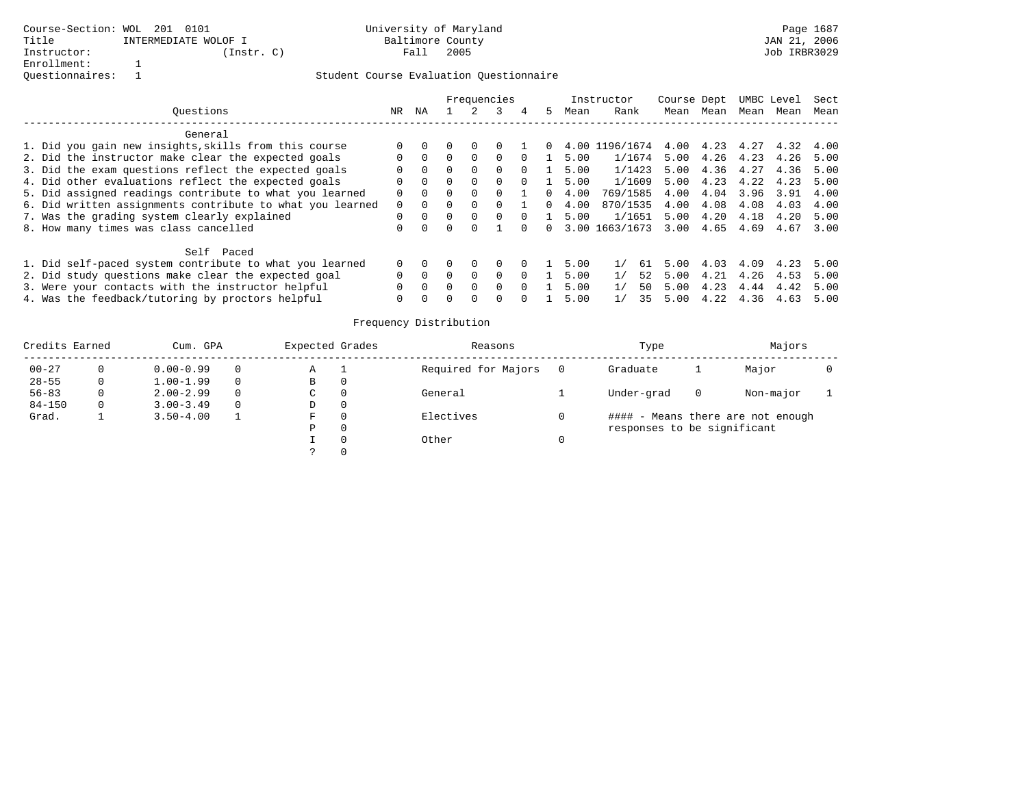Course-Section: WOL 201 0101
Title INTERMEDIATE WOLOF I
Instructor: (Instr. C)
Enrollment: 1
Questionnaires: 1

University of Maryland
Baltimore County
Fall 2005

JAN 21, 2006
Job IRBR3029

## Student Course Evaluation Questionnaire

| Questions | NR | NA | 1 | 2 | 3 | 4 | 5 | Instructor Mean | Instructor Rank | Course Mean | Dept Mean | UMBC Mean | Level Mean | Sect Mean |
|---|---|---|---|---|---|---|---|---|---|---|---|---|---|---|
| **General** | | | | | | | | | | | | | | |
| 1. Did you gain new insights,skills from this course | 0 | 0 | 0 | 0 | 0 | 1 | 0 | 4.00 | 1196/1674 | 4.00 | 4.23 | 4.27 | 4.32 | 4.00 |
| 2. Did the instructor make clear the expected goals | 0 | 0 | 0 | 0 | 0 | 0 | 1 | 5.00 | 1/1674 | 5.00 | 4.26 | 4.23 | 4.26 | 5.00 |
| 3. Did the exam questions reflect the expected goals | 0 | 0 | 0 | 0 | 0 | 0 | 1 | 5.00 | 1/1423 | 5.00 | 4.36 | 4.27 | 4.36 | 5.00 |
| 4. Did other evaluations reflect the expected goals | 0 | 0 | 0 | 0 | 0 | 0 | 1 | 5.00 | 1/1609 | 5.00 | 4.23 | 4.22 | 4.23 | 5.00 |
| 5. Did assigned readings contribute to what you learned | 0 | 0 | 0 | 0 | 0 | 1 | 0 | 4.00 | 769/1585 | 4.00 | 4.04 | 3.96 | 3.91 | 4.00 |
| 6. Did written assignments contribute to what you learned | 0 | 0 | 0 | 0 | 0 | 1 | 0 | 4.00 | 870/1535 | 4.00 | 4.08 | 4.08 | 4.03 | 4.00 |
| 7. Was the grading system clearly explained | 0 | 0 | 0 | 0 | 0 | 0 | 1 | 5.00 | 1/1651 | 5.00 | 4.20 | 4.18 | 4.20 | 5.00 |
| 8. How many times was class cancelled | 0 | 0 | 0 | 0 | 1 | 0 | 0 | 3.00 | 1663/1673 | 3.00 | 4.65 | 4.69 | 4.67 | 3.00 |
| **Self Paced** | | | | | | | | | | | | | | |
| 1. Did self-paced system contribute to what you learned | 0 | 0 | 0 | 0 | 0 | 0 | 1 | 5.00 | 1/ 61 | 5.00 | 4.03 | 4.09 | 4.23 | 5.00 |
| 2. Did study questions make clear the expected goal | 0 | 0 | 0 | 0 | 0 | 0 | 1 | 5.00 | 1/ 52 | 5.00 | 4.21 | 4.26 | 4.53 | 5.00 |
| 3. Were your contacts with the instructor helpful | 0 | 0 | 0 | 0 | 0 | 0 | 1 | 5.00 | 1/ 50 | 5.00 | 4.23 | 4.44 | 4.42 | 5.00 |
| 4. Was the feedback/tutoring by proctors helpful | 0 | 0 | 0 | 0 | 0 | 0 | 1 | 5.00 | 1/ 35 | 5.00 | 4.22 | 4.36 | 4.63 | 5.00 |

## Frequency Distribution

| Credits Earned | | Cum. GPA | | Expected Grades | | Reasons | | Type | | Majors | |
|---|---|---|---|---|---|---|---|---|---|---|---|
| 00-27 | 0 | 0.00-0.99 | 0 | A | 1 | Required for Majors | 0 | Graduate | 1 | Major | 0 |
| 28-55 | 0 | 1.00-1.99 | 0 | B | 0 | | | | | | |
| 56-83 | 0 | 2.00-2.99 | 0 | C | 0 | General | 1 | Under-grad | 0 | Non-major | 1 |
| 84-150 | 0 | 3.00-3.49 | 0 | D | 0 | | | | | | |
| Grad. | 1 | 3.50-4.00 | 1 | F | 0 | Electives | 0 | #### - Means there are not enough responses to be significant | | | |
| | | | | P | 0 | | | | | | |
| | | | | I | 0 | Other | 0 | | | | |
| | | | | ? | 0 | | | | | | |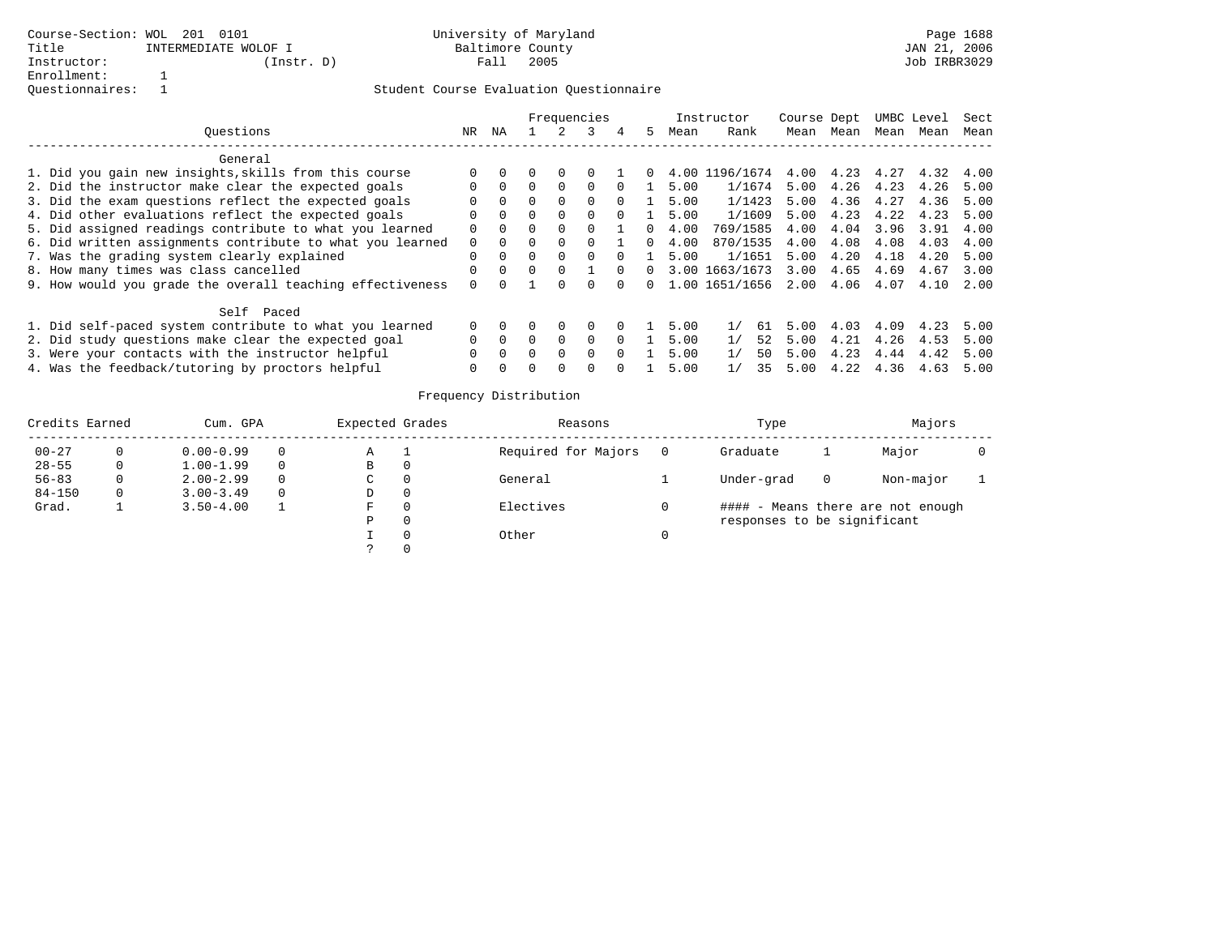Course-Section: WOL 201 0101
Title: INTERMEDIATE WOLOF I
Instructor: (Instr. D)
Enrollment: 1
Questionnaires: 1

University of Maryland
Baltimore County
Fall 2005

JAN 21, 2006
Job IRBR3029

## Student Course Evaluation Questionnaire

| Questions | NR | NA | 1 | 2 | 3 | 4 | 5 | Instructor Mean | Instructor Rank | Course Mean | Dept Mean | UMBC Mean | Level Mean | Sect Mean |
|---|---|---|---|---|---|---|---|---|---|---|---|---|---|---|
| **General** | | | | | | | | | | | | | | |
| 1. Did you gain new insights,skills from this course | 0 | 0 | 0 | 0 | 0 | 1 | 0 | 4.00 | 1196/1674 | 4.00 | 4.23 | 4.27 | 4.32 | 4.00 |
| 2. Did the instructor make clear the expected goals | 0 | 0 | 0 | 0 | 0 | 0 | 1 | 5.00 | 1/1674 | 5.00 | 4.26 | 4.23 | 4.26 | 5.00 |
| 3. Did the exam questions reflect the expected goals | 0 | 0 | 0 | 0 | 0 | 0 | 1 | 5.00 | 1/1423 | 5.00 | 4.36 | 4.27 | 4.36 | 5.00 |
| 4. Did other evaluations reflect the expected goals | 0 | 0 | 0 | 0 | 0 | 0 | 1 | 5.00 | 1/1609 | 5.00 | 4.23 | 4.22 | 4.23 | 5.00 |
| 5. Did assigned readings contribute to what you learned | 0 | 0 | 0 | 0 | 0 | 1 | 0 | 4.00 | 769/1585 | 4.00 | 4.04 | 3.96 | 3.91 | 4.00 |
| 6. Did written assignments contribute to what you learned | 0 | 0 | 0 | 0 | 0 | 1 | 0 | 4.00 | 870/1535 | 4.00 | 4.08 | 4.08 | 4.03 | 4.00 |
| 7. Was the grading system clearly explained | 0 | 0 | 0 | 0 | 0 | 0 | 1 | 5.00 | 1/1651 | 5.00 | 4.20 | 4.18 | 4.20 | 5.00 |
| 8. How many times was class cancelled | 0 | 0 | 0 | 0 | 1 | 0 | 0 | 3.00 | 1663/1673 | 3.00 | 4.65 | 4.69 | 4.67 | 3.00 |
| 9. How would you grade the overall teaching effectiveness | 0 | 0 | 1 | 0 | 0 | 0 | 0 | 1.00 | 1651/1656 | 2.00 | 4.06 | 4.07 | 4.10 | 2.00 |
| **Self Paced** | | | | | | | | | | | | | | |
| 1. Did self-paced system contribute to what you learned | 0 | 0 | 0 | 0 | 0 | 0 | 1 | 5.00 | 1/ 61 | 5.00 | 4.03 | 4.09 | 4.23 | 5.00 |
| 2. Did study questions make clear the expected goal | 0 | 0 | 0 | 0 | 0 | 0 | 1 | 5.00 | 1/ 52 | 5.00 | 4.21 | 4.26 | 4.53 | 5.00 |
| 3. Were your contacts with the instructor helpful | 0 | 0 | 0 | 0 | 0 | 0 | 1 | 5.00 | 1/ 50 | 5.00 | 4.23 | 4.44 | 4.42 | 5.00 |
| 4. Was the feedback/tutoring by proctors helpful | 0 | 0 | 0 | 0 | 0 | 0 | 1 | 5.00 | 1/ 35 | 5.00 | 4.22 | 4.36 | 4.63 | 5.00 |

## Frequency Distribution

| Credits Earned | | Cum. GPA | | Expected Grades | | Reasons | | Type | | Majors | |
|---|---|---|---|---|---|---|---|---|---|---|---|
| 00-27 | 0 | 0.00-0.99 | 0 | A | 1 | Required for Majors | 0 | Graduate | 1 | Major | 0 |
| 28-55 | 0 | 1.00-1.99 | 0 | B | 0 | | | | | | |
| 56-83 | 0 | 2.00-2.99 | 0 | C | 0 | General | 1 | Under-grad | 0 | Non-major | 1 |
| 84-150 | 0 | 3.00-3.49 | 0 | D | 0 | | | | | | |
| Grad. | 1 | 3.50-4.00 | 1 | F | 0 | Electives | 0 | | | | |
| | | | | P | 0 | | | | | | |
| | | | | I | 0 | Other | 0 | | | | |
| | | | | ? | 0 | | | | | | |

#### - Means there are not enough responses to be significant